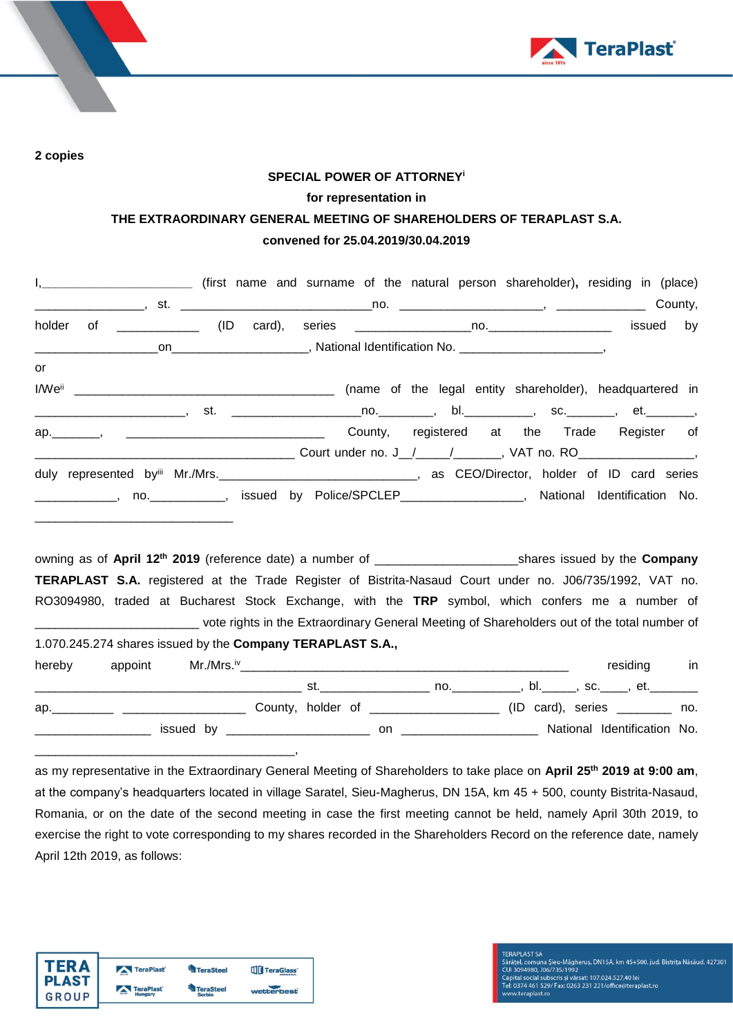**2 copies**

**SPECIAL POWER OF ATTORNEY**[i]

**for representation in**

**THE EXTRAORDINARY GENERAL MEETING OF SHAREHOLDERS OF TERAPLAST S.A.**

**convened for 25.04.2019/30.04.2019**

I,______________________ (first name and surname of the natural person shareholder), residing in (place) _______________, st. ___________________________no. ____________________, _____________ County, holder of ___________ (ID card), series ________________no.__________________ issued by __________________on____________________, National Identification No. _____________________,

or

I/We[ii] ____________________________________ (name of the legal entity shareholder), headquartered in _____________________, st. __________________no.________, bl.__________, sc._______, et._______, ap._______, ____________________________ County, registered at the Trade Register of ____________________________________ Court under no. J__/_____/_______, VAT no. RO_________________, duly represented by[iii] Mr./Mrs._____________________________, as CEO/Director, holder of ID card series ___________, no.___________, issued by Police/SPCLEP_________________, National Identification No. ____________________________

owning as of **April 12th 2019** (reference date) a number of ____________________shares issued by the **Company TERAPLAST S.A.** registered at the Trade Register of Bistrita-Nasaud Court under no. J06/735/1992, VAT no. RO3094980, traded at Bucharest Stock Exchange, with the **TRP** symbol, which confers me a number of ________________________ vote rights in the Extraordinary General Meeting of Shareholders out of the total number of 1.070.245.274 shares issued by the **Company TERAPLAST S.A.,**

hereby appoint Mr./Mrs.[iv]_______________________________________________ residing in _____________________________________ st._______________ no.__________, bl._____, sc.____, et._______ ap._________ _________________ County, holder of __________________ (ID card), series ________ no. ________________ issued by ____________________ on ___________________ National Identification No. ______________________________________,

as my representative in the Extraordinary General Meeting of Shareholders to take place on **April 25th 2019 at 9:00 am**, at the company's headquarters located in village Saratel, Sieu-Magherus, DN 15A, km 45 + 500, county Bistrita-Nasaud, Romania, or on the date of the second meeting in case the first meeting cannot be held, namely April 30th 2019, to exercise the right to vote corresponding to my shares recorded in the Shareholders Record on the reference date, namely April 12th 2019, as follows: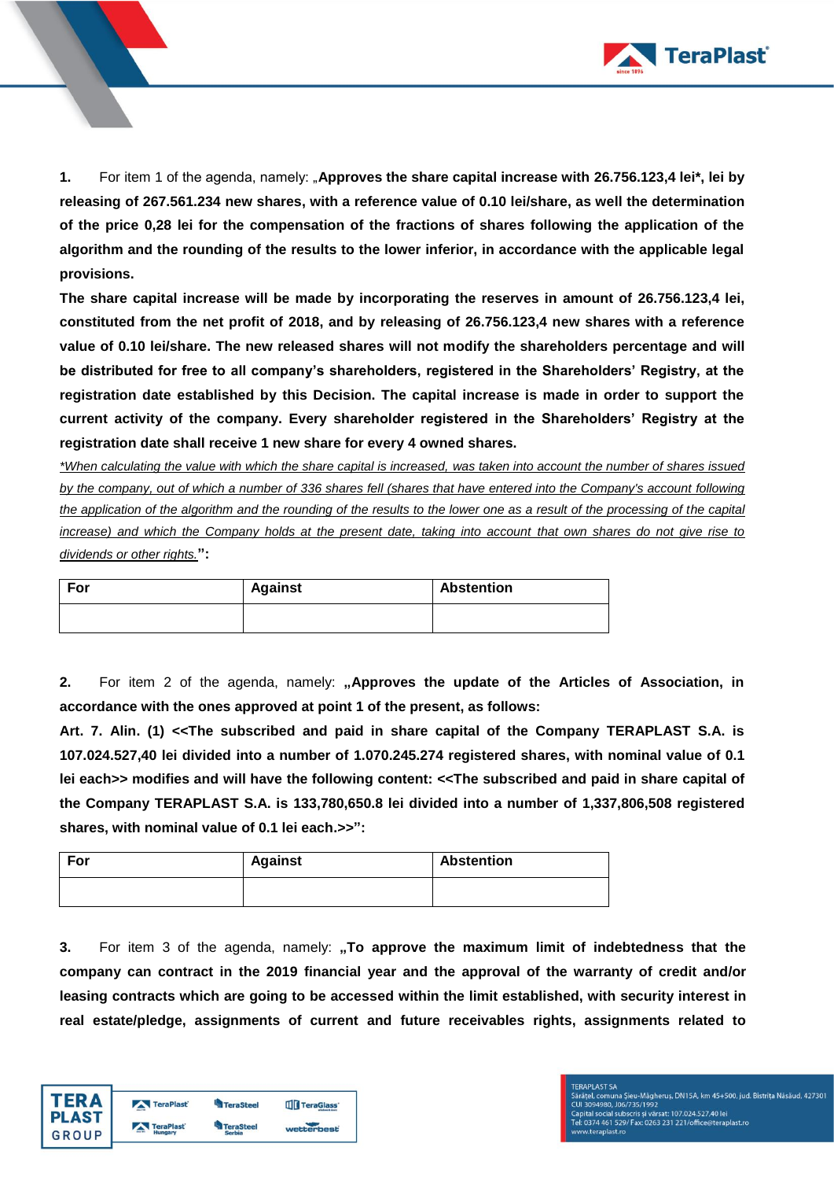**1.** For item 1 of the agenda, namely: „**Approves the share capital increase with 26.756.123,4 lei\*, lei by releasing of 267.561.234 new shares, with a reference value of 0.10 lei/share, as well the determination of the price 0,28 lei for the compensation of the fractions of shares following the application of the algorithm and the rounding of the results to the lower inferior, in accordance with the applicable legal provisions.**

**The share capital increase will be made by incorporating the reserves in amount of 26.756.123,4 lei, constituted from the net profit of 2018, and by releasing of 26.756.123,4 new shares with a reference value of 0.10 lei/share. The new released shares will not modify the shareholders percentage and will be distributed for free to all company's shareholders, registered in the Shareholders' Registry, at the registration date established by this Decision. The capital increase is made in order to support the current activity of the company. Every shareholder registered in the Shareholders' Registry at the registration date shall receive 1 new share for every 4 owned shares.**

*\*When calculating the value with which the share capital is increased, was taken into account the number of shares issued by the company, out of which a number of 336 shares fell (shares that have entered into the Company's account following the application of the algorithm and the rounding of the results to the lower one as a result of the processing of the capital increase) and which the Company holds at the present date, taking into account that own shares do not give rise to dividends or other rights.*"**:**

| For | Against | Abstention |
|---|---|---|
| | | |

**2.** For item 2 of the agenda, namely: **„Approves the update of the Articles of Association, in accordance with the ones approved at point 1 of the present, as follows:**

**Art. 7. Alin. (1) <<The subscribed and paid in share capital of the Company TERAPLAST S.A. is 107.024.527,40 lei divided into a number of 1.070.245.274 registered shares, with nominal value of 0.1 lei each>> modifies and will have the following content: <<The subscribed and paid in share capital of the Company TERAPLAST S.A. is 133,780,650.8 lei divided into a number of 1,337,806,508 registered shares, with nominal value of 0.1 lei each.>>":**

| For | Against | Abstention |
|---|---|---|
| | | |

**3.** For item 3 of the agenda, namely: **„To approve the maximum limit of indebtedness that the company can contract in the 2019 financial year and the approval of the warranty of credit and/or leasing contracts which are going to be accessed within the limit established, with security interest in real estate/pledge, assignments of current and future receivables rights, assignments related to**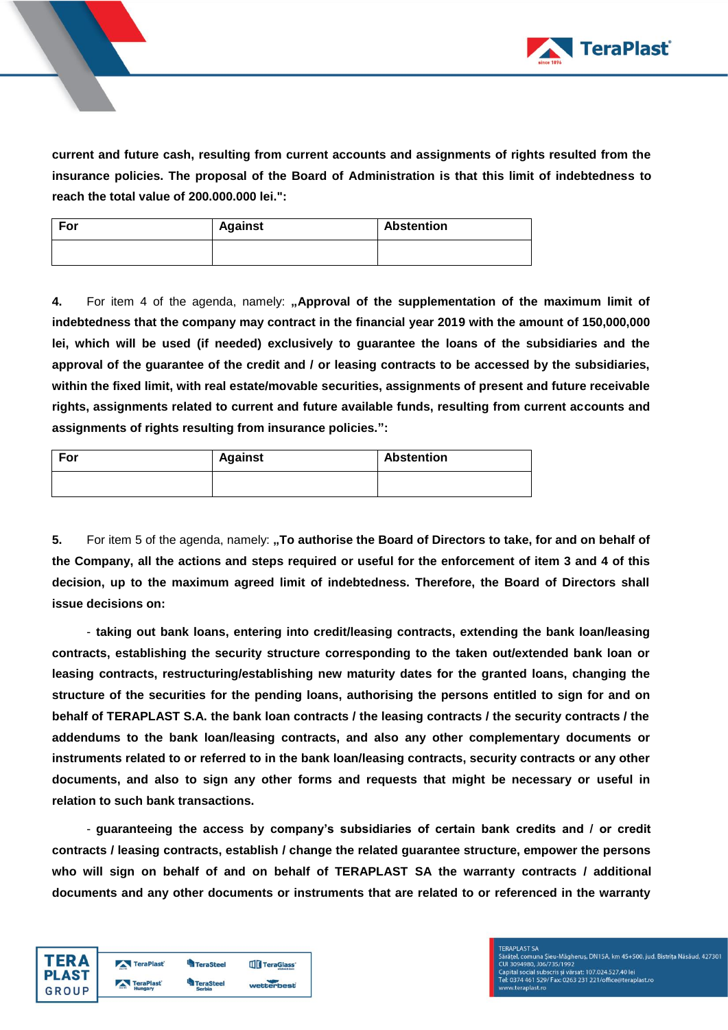**current and future cash, resulting from current accounts and assignments of rights resulted from the insurance policies. The proposal of the Board of Administration is that this limit of indebtedness to reach the total value of 200.000.000 lei.":**

| For | Against | Abstention |
|---|---|---|
| | | |

**4.** For item 4 of the agenda, namely: **„Approval of the supplementation of the maximum limit of indebtedness that the company may contract in the financial year 2019 with the amount of 150,000,000 lei, which will be used (if needed) exclusively to guarantee the loans of the subsidiaries and the approval of the guarantee of the credit and / or leasing contracts to be accessed by the subsidiaries, within the fixed limit, with real estate/movable securities, assignments of present and future receivable rights, assignments related to current and future available funds, resulting from current accounts and assignments of rights resulting from insurance policies.":**

| For | Against | Abstention |
|---|---|---|
| | | |

**5.** For item 5 of the agenda, namely: **„To authorise the Board of Directors to take, for and on behalf of the Company, all the actions and steps required or useful for the enforcement of item 3 and 4 of this decision, up to the maximum agreed limit of indebtedness. Therefore, the Board of Directors shall issue decisions on:**

- **taking out bank loans, entering into credit/leasing contracts, extending the bank loan/leasing contracts, establishing the security structure corresponding to the taken out/extended bank loan or leasing contracts, restructuring/establishing new maturity dates for the granted loans, changing the structure of the securities for the pending loans, authorising the persons entitled to sign for and on behalf of TERAPLAST S.A. the bank loan contracts / the leasing contracts / the security contracts / the addendums to the bank loan/leasing contracts, and also any other complementary documents or instruments related to or referred to in the bank loan/leasing contracts, security contracts or any other documents, and also to sign any other forms and requests that might be necessary or useful in relation to such bank transactions.**

- **guaranteeing the access by company's subsidiaries of certain bank credits and / or credit contracts / leasing contracts, establish / change the related guarantee structure, empower the persons who will sign on behalf of and on behalf of TERAPLAST SA the warranty contracts / additional documents and any other documents or instruments that are related to or referenced in the warranty**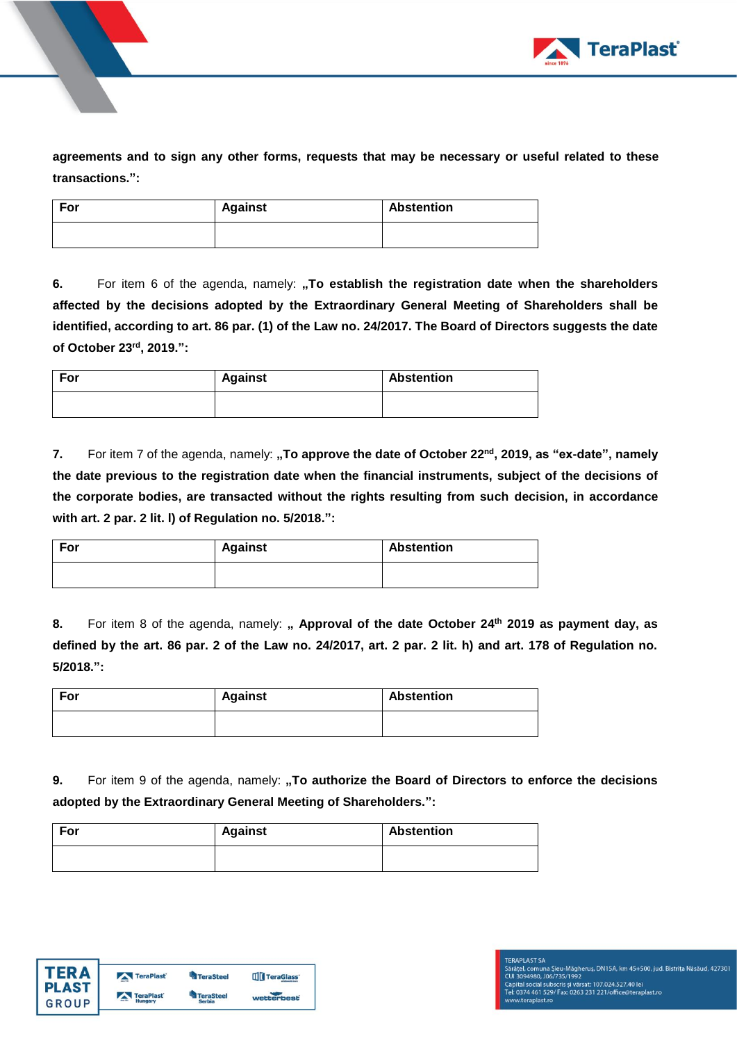**agreements and to sign any other forms, requests that may be necessary or useful related to these transactions.":**

| For | Against | Abstention |
|---|---|---|
| | | |

**6.** For item 6 of the agenda, namely: **„To establish the registration date when the shareholders affected by the decisions adopted by the Extraordinary General Meeting of Shareholders shall be identified, according to art. 86 par. (1) of the Law no. 24/2017. The Board of Directors suggests the date of October 23rd, 2019.":**

| For | Against | Abstention |
|---|---|---|
| | | |

**7.** For item 7 of the agenda, namely: **„To approve the date of October 22nd, 2019, as "ex-date", namely the date previous to the registration date when the financial instruments, subject of the decisions of the corporate bodies, are transacted without the rights resulting from such decision, in accordance with art. 2 par. 2 lit. l) of Regulation no. 5/2018.":**

| For | Against | Abstention |
|---|---|---|
| | | |

**8.** For item 8 of the agenda, namely: **„ Approval of the date October 24th 2019 as payment day, as defined by the art. 86 par. 2 of the Law no. 24/2017, art. 2 par. 2 lit. h) and art. 178 of Regulation no. 5/2018.":**

| For | Against | Abstention |
|---|---|---|
| | | |

**9.** For item 9 of the agenda, namely: **„To authorize the Board of Directors to enforce the decisions adopted by the Extraordinary General Meeting of Shareholders.":**

| For | Against | Abstention |
|---|---|---|
| | | |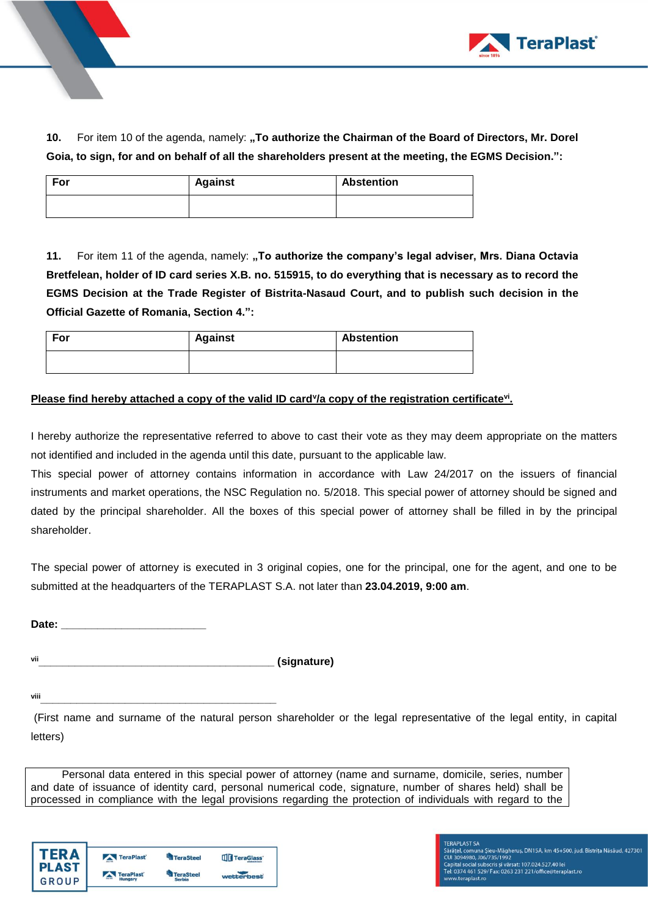**10.** For item 10 of the agenda, namely: **„To authorize the Chairman of the Board of Directors, Mr. Dorel Goia, to sign, for and on behalf of all the shareholders present at the meeting, the EGMS Decision.":**

| For | Against | Abstention |
|---|---|---|
| | | |

**11.** For item 11 of the agenda, namely: **„To authorize the company's legal adviser, Mrs. Diana Octavia Bretfelean, holder of ID card series X.B. no. 515915, to do everything that is necessary as to record the EGMS Decision at the Trade Register of Bistrita-Nasaud Court, and to publish such decision in the Official Gazette of Romania, Section 4.":**

| For | Against | Abstention |
|---|---|---|
| | | |

**Please find hereby attached a copy of the valid ID card[v]/a copy of the registration certificate[vi].**

I hereby authorize the representative referred to above to cast their vote as they may deem appropriate on the matters not identified and included in the agenda until this date, pursuant to the applicable law.

This special power of attorney contains information in accordance with Law 24/2017 on the issuers of financial instruments and market operations, the NSC Regulation no. 5/2018. This special power of attorney should be signed and dated by the principal shareholder. All the boxes of this special power of attorney shall be filled in by the principal shareholder.

The special power of attorney is executed in 3 original copies, one for the principal, one for the agent, and one to be submitted at the headquarters of the TERAPLAST S.A. not later than **23.04.2019, 9:00 am**.

**Date:** ________________________

[vii]__________________________________________ **(signature)**

[viii]__________________________________________

(First name and surname of the natural person shareholder or the legal representative of the legal entity, in capital letters)

Personal data entered in this special power of attorney (name and surname, domicile, series, number and date of issuance of identity card, personal numerical code, signature, number of shares held) shall be processed in compliance with the legal provisions regarding the protection of individuals with regard to the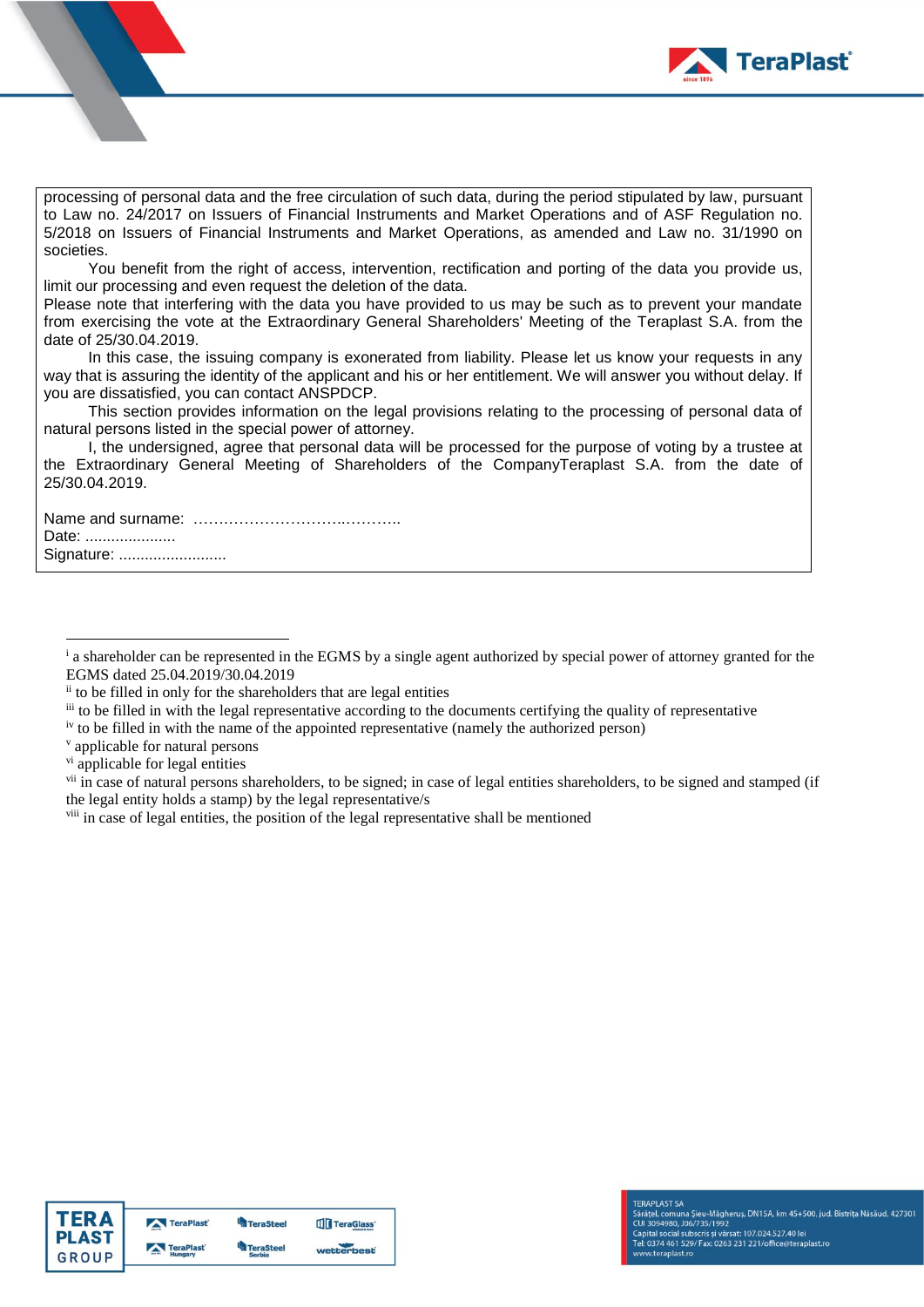processing of personal data and the free circulation of such data, during the period stipulated by law, pursuant to Law no. 24/2017 on Issuers of Financial Instruments and Market Operations and of ASF Regulation no. 5/2018 on Issuers of Financial Instruments and Market Operations, as amended and Law no. 31/1990 on societies.

You benefit from the right of access, intervention, rectification and porting of the data you provide us, limit our processing and even request the deletion of the data.

Please note that interfering with the data you have provided to us may be such as to prevent your mandate from exercising the vote at the Extraordinary General Shareholders' Meeting of the Teraplast S.A. from the date of 25/30.04.2019.

In this case, the issuing company is exonerated from liability. Please let us know your requests in any way that is assuring the identity of the applicant and his or her entitlement. We will answer you without delay. If you are dissatisfied, you can contact ANSPDCP.

This section provides information on the legal provisions relating to the processing of personal data of natural persons listed in the special power of attorney.

I, the undersigned, agree that personal data will be processed for the purpose of voting by a trustee at the Extraordinary General Meeting of Shareholders of the CompanyTeraplast S.A. from the date of 25/30.04.2019.

Name and surname: …………………………..………..
Date: .....................
Signature: .........................

---

[i] a shareholder can be represented in the EGMS by a single agent authorized by special power of attorney granted for the EGMS dated 25.04.2019/30.04.2019

[ii] to be filled in only for the shareholders that are legal entities

[iii] to be filled in with the legal representative according to the documents certifying the quality of representative

[iv] to be filled in with the name of the appointed representative (namely the authorized person)

[v] applicable for natural persons

[vi] applicable for legal entities

[vii] in case of natural persons shareholders, to be signed; in case of legal entities shareholders, to be signed and stamped (if the legal entity holds a stamp) by the legal representative/s

[viii] in case of legal entities, the position of the legal representative shall be mentioned